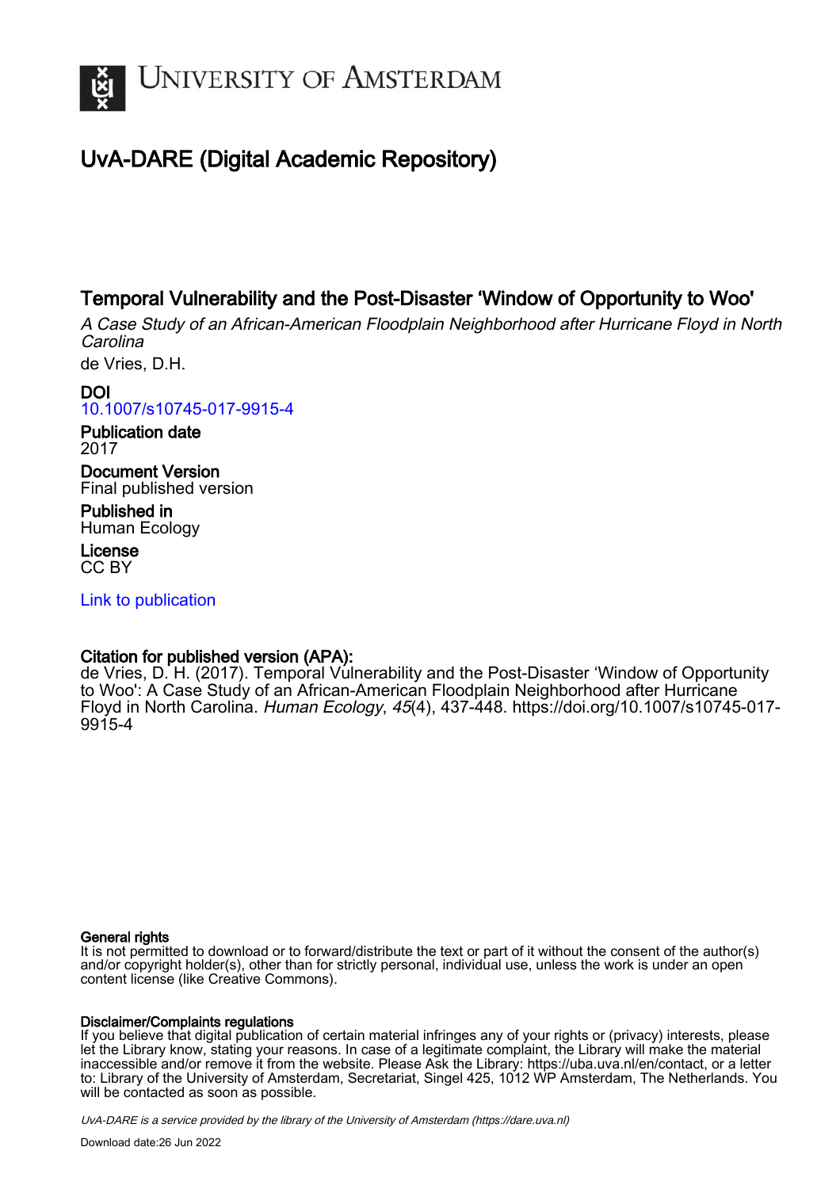# UvA-DARE (Digital Academic Repository)

## Temporal Vulnerability and the Post-Disaster 'Window of Opportunity to Woo'

*A Case Study of an African-American Floodplain Neighborhood after Hurricane Floyd in North Carolina*

de Vries, D.H.

**DOI**
[10.1007/s10745-017-9915-4](https://doi.org/10.1007/s10745-017-9915-4)

**Publication date**
2017

**Document Version**
Final published version

**Published in**
Human Ecology

**License**
CC BY

[Link to publication](https://dare.uva.nl)

**Citation for published version (APA):**
de Vries, D. H. (2017). Temporal Vulnerability and the Post-Disaster 'Window of Opportunity to Woo': A Case Study of an African-American Floodplain Neighborhood after Hurricane Floyd in North Carolina. *Human Ecology*, *45*(4), 437-448. https://doi.org/10.1007/s10745-017-9915-4

**General rights**
It is not permitted to download or to forward/distribute the text or part of it without the consent of the author(s) and/or copyright holder(s), other than for strictly personal, individual use, unless the work is under an open content license (like Creative Commons).

**Disclaimer/Complaints regulations**
If you believe that digital publication of certain material infringes any of your rights or (privacy) interests, please let the Library know, stating your reasons. In case of a legitimate complaint, the Library will make the material inaccessible and/or remove it from the website. Please Ask the Library: https://uba.uva.nl/en/contact, or a letter to: Library of the University of Amsterdam, Secretariat, Singel 425, 1012 WP Amsterdam, The Netherlands. You will be contacted as soon as possible.

*UvA-DARE is a service provided by the library of the University of Amsterdam (https://dare.uva.nl)*

Download date:26 Jun 2022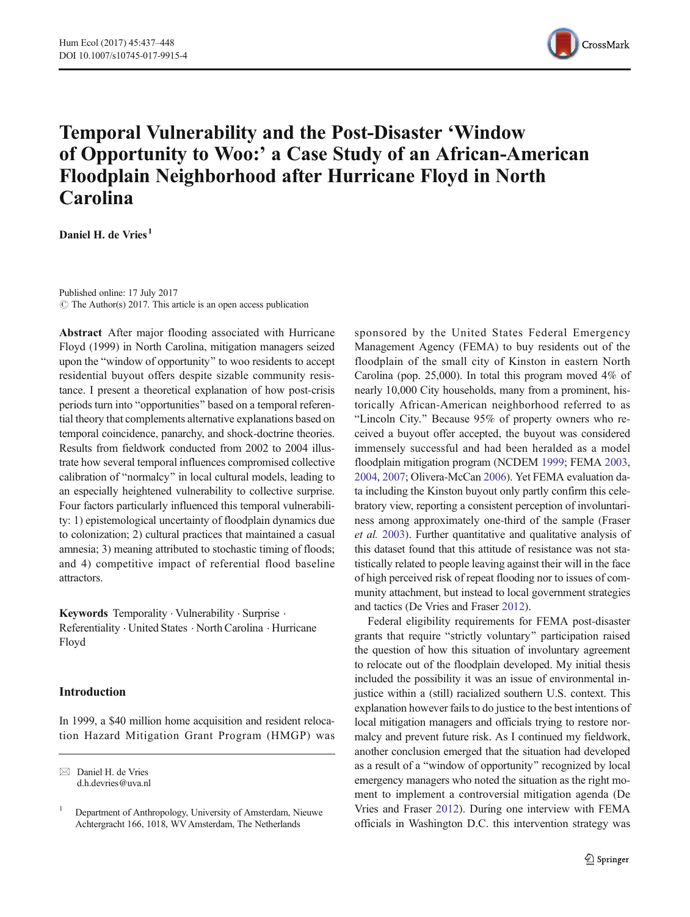# Temporal Vulnerability and the Post-Disaster 'Window of Opportunity to Woo:' a Case Study of an African-American Floodplain Neighborhood after Hurricane Floyd in North Carolina

**Daniel H. de Vries**[1]

Published online: 17 July 2017
© The Author(s) 2017. This article is an open access publication

**Abstract** After major flooding associated with Hurricane Floyd (1999) in North Carolina, mitigation managers seized upon the "window of opportunity" to woo residents to accept residential buyout offers despite sizable community resistance. I present a theoretical explanation of how post-crisis periods turn into "opportunities" based on a temporal referential theory that complements alternative explanations based on temporal coincidence, panarchy, and shock-doctrine theories. Results from fieldwork conducted from 2002 to 2004 illustrate how several temporal influences compromised collective calibration of "normalcy" in local cultural models, leading to an especially heightened vulnerability to collective surprise. Four factors particularly influenced this temporal vulnerability: 1) epistemological uncertainty of floodplain dynamics due to colonization; 2) cultural practices that maintained a casual amnesia; 3) meaning attributed to stochastic timing of floods; and 4) competitive impact of referential flood baseline attractors.

**Keywords** Temporality · Vulnerability · Surprise · Referentiality · United States · North Carolina · Hurricane Floyd

## Introduction

In 1999, a $40 million home acquisition and resident relocation Hazard Mitigation Grant Program (HMGP) was sponsored by the United States Federal Emergency Management Agency (FEMA) to buy residents out of the floodplain of the small city of Kinston in eastern North Carolina (pop. 25,000). In total this program moved 4% of nearly 10,000 City households, many from a prominent, historically African-American neighborhood referred to as "Lincoln City." Because 95% of property owners who received a buyout offer accepted, the buyout was considered immensely successful and had been heralded as a model floodplain mitigation program (NCDEM 1999; FEMA 2003, 2004, 2007; Olivera-McCan 2006). Yet FEMA evaluation data including the Kinston buyout only partly confirm this celebratory view, reporting a consistent perception of involuntariness among approximately one-third of the sample (Fraser *et al.* 2003). Further quantitative and qualitative analysis of this dataset found that this attitude of resistance was not statistically related to people leaving against their will in the face of high perceived risk of repeat flooding nor to issues of community attachment, but instead to local government strategies and tactics (De Vries and Fraser 2012).

Federal eligibility requirements for FEMA post-disaster grants that require "strictly voluntary" participation raised the question of how this situation of involuntary agreement to relocate out of the floodplain developed. My initial thesis included the possibility it was an issue of environmental injustice within a (still) racialized southern U.S. context. This explanation however fails to do justice to the best intentions of local mitigation managers and officials trying to restore normalcy and prevent future risk. As I continued my fieldwork, another conclusion emerged that the situation had developed as a result of a "window of opportunity" recognized by local emergency managers who noted the situation as the right moment to implement a controversial mitigation agenda (De Vries and Fraser 2012). During one interview with FEMA officials in Washington D.C. this intervention strategy was

---

✉ Daniel H. de Vries
d.h.devries@uva.nl

[1] Department of Anthropology, University of Amsterdam, Nieuwe Achtergracht 166, 1018, WV Amsterdam, The Netherlands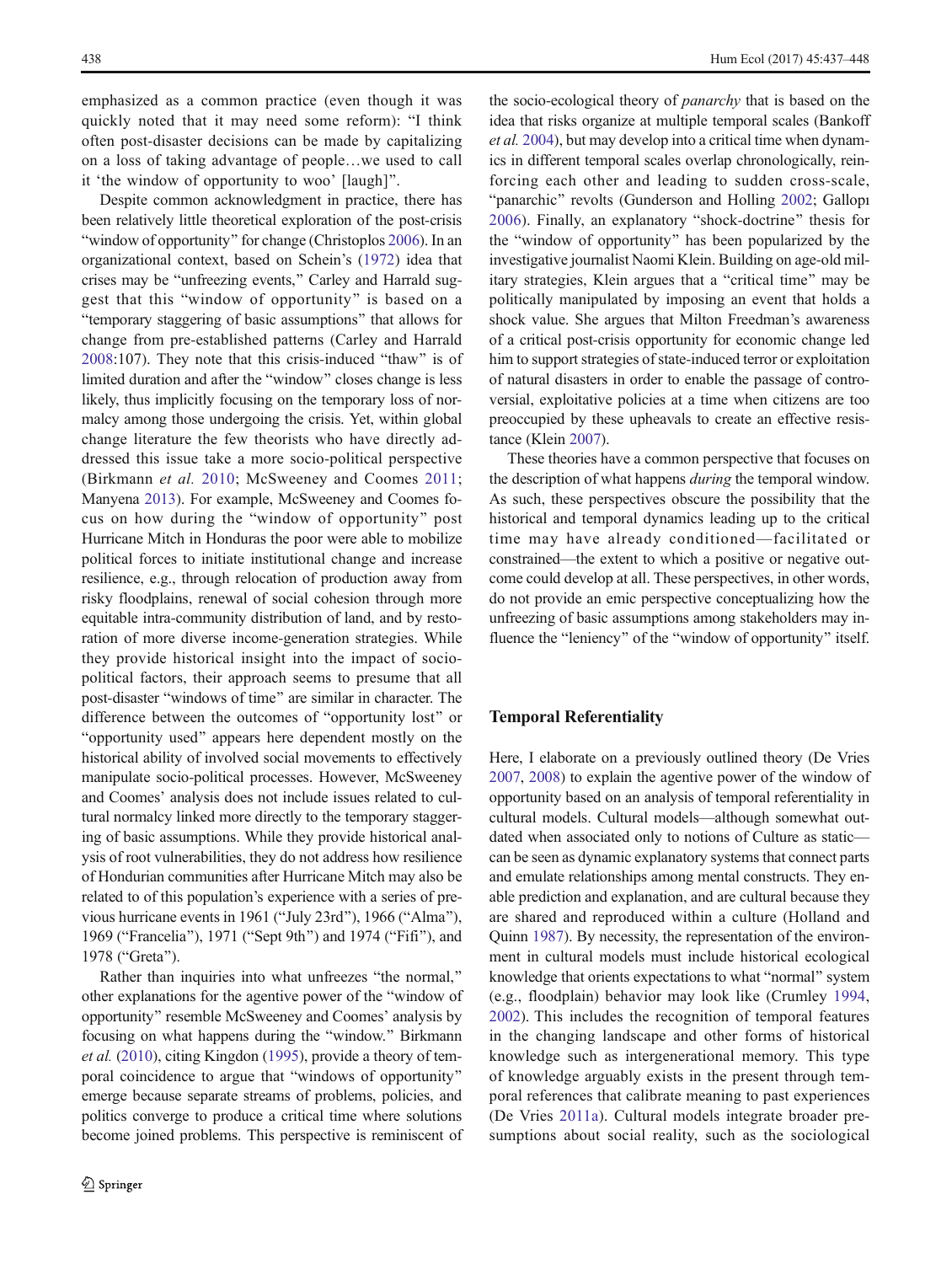emphasized as a common practice (even though it was quickly noted that it may need some reform): "I think often post-disaster decisions can be made by capitalizing on a loss of taking advantage of people…we used to call it 'the window of opportunity to woo' [laugh]".

Despite common acknowledgment in practice, there has been relatively little theoretical exploration of the post-crisis "window of opportunity" for change (Christoplos 2006). In an organizational context, based on Schein's (1972) idea that crises may be "unfreezing events," Carley and Harrald suggest that this "window of opportunity" is based on a "temporary staggering of basic assumptions" that allows for change from pre-established patterns (Carley and Harrald 2008:107). They note that this crisis-induced "thaw" is of limited duration and after the "window" closes change is less likely, thus implicitly focusing on the temporary loss of normalcy among those undergoing the crisis. Yet, within global change literature the few theorists who have directly addressed this issue take a more socio-political perspective (Birkmann *et al.* 2010; McSweeney and Coomes 2011; Manyena 2013). For example, McSweeney and Coomes focus on how during the "window of opportunity" post Hurricane Mitch in Honduras the poor were able to mobilize political forces to initiate institutional change and increase resilience, e.g., through relocation of production away from risky floodplains, renewal of social cohesion through more equitable intra-community distribution of land, and by restoration of more diverse income-generation strategies. While they provide historical insight into the impact of socio-political factors, their approach seems to presume that all post-disaster "windows of time" are similar in character. The difference between the outcomes of "opportunity lost" or "opportunity used" appears here dependent mostly on the historical ability of involved social movements to effectively manipulate socio-political processes. However, McSweeney and Coomes' analysis does not include issues related to cultural normalcy linked more directly to the temporary staggering of basic assumptions. While they provide historical analysis of root vulnerabilities, they do not address how resilience of Honduran communities after Hurricane Mitch may also be related to of this population's experience with a series of previous hurricane events in 1961 ("July 23rd"), 1966 ("Alma"), 1969 ("Francelia"), 1971 ("Sept 9th") and 1974 ("Fifi"), and 1978 ("Greta").

Rather than inquiries into what unfreezes "the normal," other explanations for the agentive power of the "window of opportunity" resemble McSweeney and Coomes' analysis by focusing on what happens during the "window." Birkmann *et al.* (2010), citing Kingdon (1995), provide a theory of temporal coincidence to argue that "windows of opportunity" emerge because separate streams of problems, policies, and politics converge to produce a critical time where solutions become joined problems. This perspective is reminiscent of the socio-ecological theory of *panarchy* that is based on the idea that risks organize at multiple temporal scales (Bankoff *et al.* 2004), but may develop into a critical time when dynamics in different temporal scales overlap chronologically, reinforcing each other and leading to sudden cross-scale, "panarchic" revolts (Gunderson and Holling 2002; Gallopı 2006). Finally, an explanatory "shock-doctrine" thesis for the "window of opportunity" has been popularized by the investigative journalist Naomi Klein. Building on age-old military strategies, Klein argues that a "critical time" may be politically manipulated by imposing an event that holds a shock value. She argues that Milton Freedman's awareness of a critical post-crisis opportunity for economic change led him to support strategies of state-induced terror or exploitation of natural disasters in order to enable the passage of controversial, exploitative policies at a time when citizens are too preoccupied by these upheavals to create an effective resistance (Klein 2007).

These theories have a common perspective that focuses on the description of what happens *during* the temporal window. As such, these perspectives obscure the possibility that the historical and temporal dynamics leading up to the critical time may have already conditioned—facilitated or constrained—the extent to which a positive or negative outcome could develop at all. These perspectives, in other words, do not provide an emic perspective conceptualizing how the unfreezing of basic assumptions among stakeholders may influence the "leniency" of the "window of opportunity" itself.

## Temporal Referentiality

Here, I elaborate on a previously outlined theory (De Vries 2007, 2008) to explain the agentive power of the window of opportunity based on an analysis of temporal referentiality in cultural models. Cultural models—although somewhat outdated when associated only to notions of Culture as static—can be seen as dynamic explanatory systems that connect parts and emulate relationships among mental constructs. They enable prediction and explanation, and are cultural because they are shared and reproduced within a culture (Holland and Quinn 1987). By necessity, the representation of the environment in cultural models must include historical ecological knowledge that orients expectations to what "normal" system (e.g., floodplain) behavior may look like (Crumley 1994, 2002). This includes the recognition of temporal features in the changing landscape and other forms of historical knowledge such as intergenerational memory. This type of knowledge arguably exists in the present through temporal references that calibrate meaning to past experiences (De Vries 2011a). Cultural models integrate broader presumptions about social reality, such as the sociological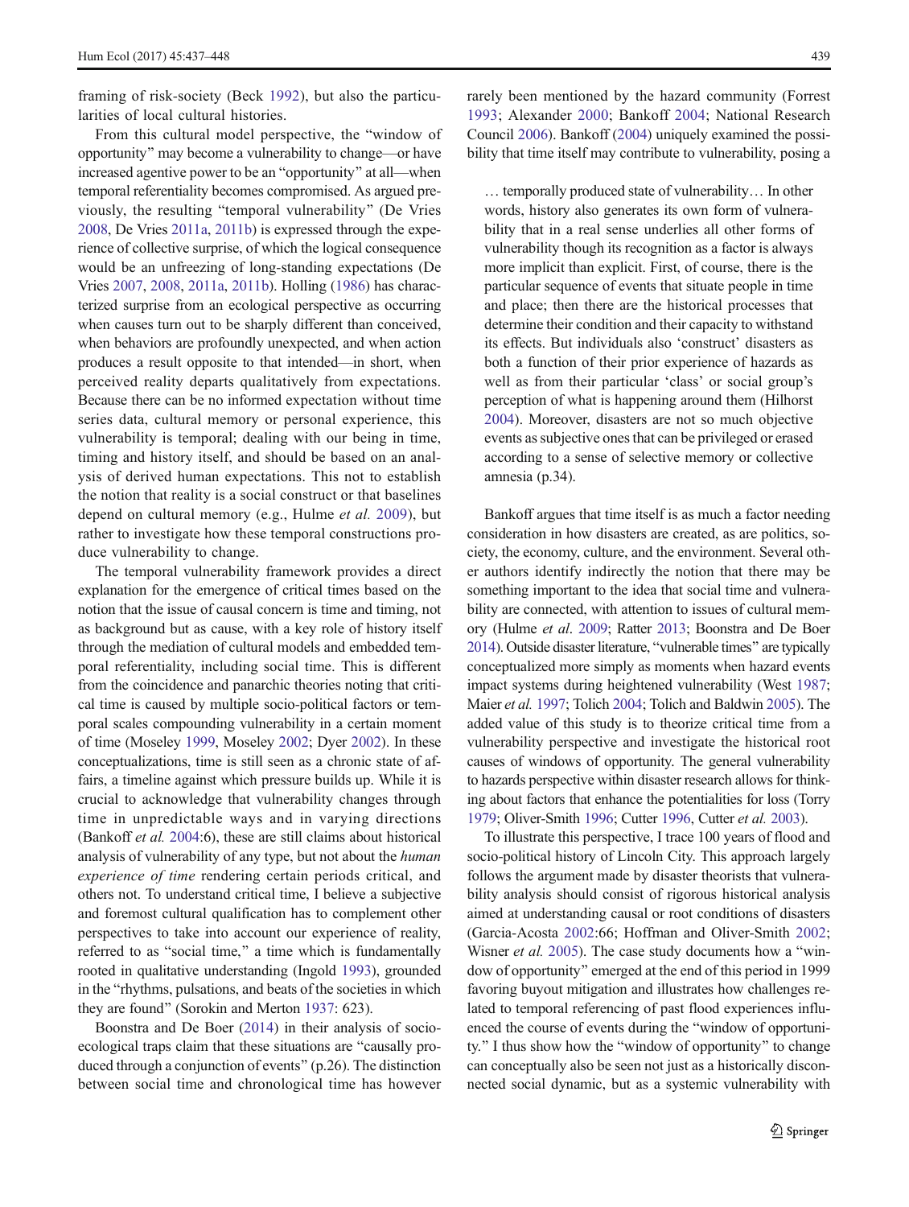framing of risk-society (Beck 1992), but also the particularities of local cultural histories.

From this cultural model perspective, the "window of opportunity" may become a vulnerability to change—or have increased agentive power to be an "opportunity" at all—when temporal referentiality becomes compromised. As argued previously, the resulting "temporal vulnerability" (De Vries 2008, De Vries 2011a, 2011b) is expressed through the experience of collective surprise, of which the logical consequence would be an unfreezing of long-standing expectations (De Vries 2007, 2008, 2011a, 2011b). Holling (1986) has characterized surprise from an ecological perspective as occurring when causes turn out to be sharply different than conceived, when behaviors are profoundly unexpected, and when action produces a result opposite to that intended—in short, when perceived reality departs qualitatively from expectations. Because there can be no informed expectation without time series data, cultural memory or personal experience, this vulnerability is temporal; dealing with our being in time, timing and history itself, and should be based on an analysis of derived human expectations. This not to establish the notion that reality is a social construct or that baselines depend on cultural memory (e.g., Hulme *et al.* 2009), but rather to investigate how these temporal constructions produce vulnerability to change.

The temporal vulnerability framework provides a direct explanation for the emergence of critical times based on the notion that the issue of causal concern is time and timing, not as background but as cause, with a key role of history itself through the mediation of cultural models and embedded temporal referentiality, including social time. This is different from the coincidence and panarchic theories noting that critical time is caused by multiple socio-political factors or temporal scales compounding vulnerability in a certain moment of time (Moseley 1999, Moseley 2002; Dyer 2002). In these conceptualizations, time is still seen as a chronic state of affairs, a timeline against which pressure builds up. While it is crucial to acknowledge that vulnerability changes through time in unpredictable ways and in varying directions (Bankoff *et al.* 2004:6), these are still claims about historical analysis of vulnerability of any type, but not about the *human experience of time* rendering certain periods critical, and others not. To understand critical time, I believe a subjective and foremost cultural qualification has to complement other perspectives to take into account our experience of reality, referred to as "social time," a time which is fundamentally rooted in qualitative understanding (Ingold 1993), grounded in the "rhythms, pulsations, and beats of the societies in which they are found" (Sorokin and Merton 1937: 623).

Boonstra and De Boer (2014) in their analysis of socio-ecological traps claim that these situations are "causally produced through a conjunction of events" (p.26). The distinction between social time and chronological time has however rarely been mentioned by the hazard community (Forrest 1993; Alexander 2000; Bankoff 2004; National Research Council 2006). Bankoff (2004) uniquely examined the possibility that time itself may contribute to vulnerability, posing a

> … temporally produced state of vulnerability… In other words, history also generates its own form of vulnerability that in a real sense underlies all other forms of vulnerability though its recognition as a factor is always more implicit than explicit. First, of course, there is the particular sequence of events that situate people in time and place; then there are the historical processes that determine their condition and their capacity to withstand its effects. But individuals also 'construct' disasters as both a function of their prior experience of hazards as well as from their particular 'class' or social group's perception of what is happening around them (Hilhorst 2004). Moreover, disasters are not so much objective events as subjective ones that can be privileged or erased according to a sense of selective memory or collective amnesia (p.34).

Bankoff argues that time itself is as much a factor needing consideration in how disasters are created, as are politics, society, the economy, culture, and the environment. Several other authors identify indirectly the notion that there may be something important to the idea that social time and vulnerability are connected, with attention to issues of cultural memory (Hulme *et al*. 2009; Ratter 2013; Boonstra and De Boer 2014). Outside disaster literature, "vulnerable times" are typically conceptualized more simply as moments when hazard events impact systems during heightened vulnerability (West 1987; Maier *et al.* 1997; Tolich 2004; Tolich and Baldwin 2005). The added value of this study is to theorize critical time from a vulnerability perspective and investigate the historical root causes of windows of opportunity. The general vulnerability to hazards perspective within disaster research allows for thinking about factors that enhance the potentialities for loss (Torry 1979; Oliver-Smith 1996; Cutter 1996, Cutter *et al.* 2003).

To illustrate this perspective, I trace 100 years of flood and socio-political history of Lincoln City. This approach largely follows the argument made by disaster theorists that vulnerability analysis should consist of rigorous historical analysis aimed at understanding causal or root conditions of disasters (Garcia-Acosta 2002:66; Hoffman and Oliver-Smith 2002; Wisner *et al.* 2005). The case study documents how a "window of opportunity" emerged at the end of this period in 1999 favoring buyout mitigation and illustrates how challenges related to temporal referencing of past flood experiences influenced the course of events during the "window of opportunity." I thus show how the "window of opportunity" to change can conceptually also be seen not just as a historically disconnected social dynamic, but as a systemic vulnerability with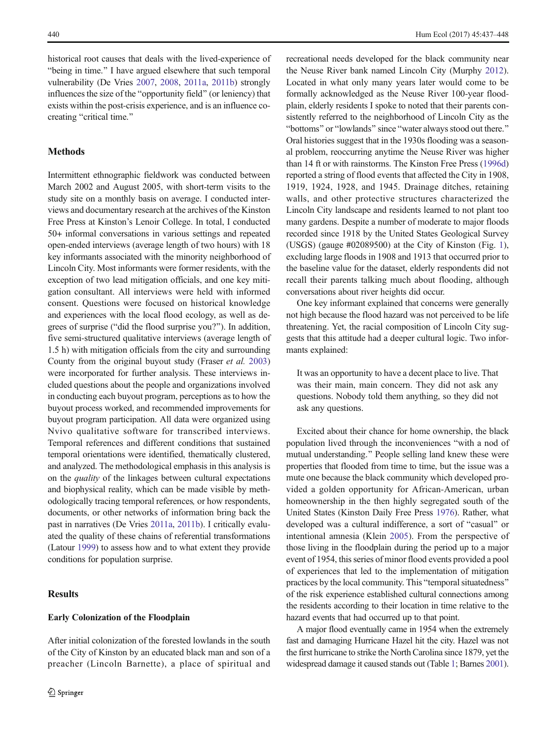historical root causes that deals with the lived-experience of "being in time." I have argued elsewhere that such temporal vulnerability (De Vries 2007, 2008, 2011a, 2011b) strongly influences the size of the "opportunity field" (or leniency) that exists within the post-crisis experience, and is an influence co-creating "critical time."

## Methods

Intermittent ethnographic fieldwork was conducted between March 2002 and August 2005, with short-term visits to the study site on a monthly basis on average. I conducted interviews and documentary research at the archives of the Kinston Free Press at Kinston's Lenoir College. In total, I conducted 50+ informal conversations in various settings and repeated open-ended interviews (average length of two hours) with 18 key informants associated with the minority neighborhood of Lincoln City. Most informants were former residents, with the exception of two lead mitigation officials, and one key mitigation consultant. All interviews were held with informed consent. Questions were focused on historical knowledge and experiences with the local flood ecology, as well as degrees of surprise ("did the flood surprise you?"). In addition, five semi-structured qualitative interviews (average length of 1.5 h) with mitigation officials from the city and surrounding County from the original buyout study (Fraser *et al.* 2003) were incorporated for further analysis. These interviews included questions about the people and organizations involved in conducting each buyout program, perceptions as to how the buyout process worked, and recommended improvements for buyout program participation. All data were organized using Nvivo qualitative software for transcribed interviews. Temporal references and different conditions that sustained temporal orientations were identified, thematically clustered, and analyzed. The methodological emphasis in this analysis is on the *quality* of the linkages between cultural expectations and biophysical reality, which can be made visible by methodologically tracing temporal references*,* or how respondents, documents, or other networks of information bring back the past in narratives (De Vries 2011a, 2011b). I critically evaluated the quality of these chains of referential transformations (Latour 1999) to assess how and to what extent they provide conditions for population surprise.

## Results

### Early Colonization of the Floodplain

After initial colonization of the forested lowlands in the south of the City of Kinston by an educated black man and son of a preacher (Lincoln Barnette), a place of spiritual and recreational needs developed for the black community near the Neuse River bank named Lincoln City (Murphy 2012). Located in what only many years later would come to be formally acknowledged as the Neuse River 100-year floodplain, elderly residents I spoke to noted that their parents consistently referred to the neighborhood of Lincoln City as the "bottoms" or "lowlands" since "water always stood out there." Oral histories suggest that in the 1930s flooding was a seasonal problem, reoccurring anytime the Neuse River was higher than 14 ft or with rainstorms. The Kinston Free Press (1996d) reported a string of flood events that affected the City in 1908, 1919, 1924, 1928, and 1945. Drainage ditches, retaining walls, and other protective structures characterized the Lincoln City landscape and residents learned to not plant too many gardens. Despite a number of moderate to major floods recorded since 1918 by the United States Geological Survey (USGS) (gauge #02089500) at the City of Kinston (Fig. 1), excluding large floods in 1908 and 1913 that occurred prior to the baseline value for the dataset, elderly respondents did not recall their parents talking much about flooding, although conversations about river heights did occur.

One key informant explained that concerns were generally not high because the flood hazard was not perceived to be life threatening. Yet, the racial composition of Lincoln City suggests that this attitude had a deeper cultural logic. Two informants explained:

> It was an opportunity to have a decent place to live. That was their main, main concern. They did not ask any questions. Nobody told them anything, so they did not ask any questions.

Excited about their chance for home ownership, the black population lived through the inconveniences "with a nod of mutual understanding." People selling land knew these were properties that flooded from time to time, but the issue was a mute one because the black community which developed provided a golden opportunity for African-American, urban homeownership in the then highly segregated south of the United States (Kinston Daily Free Press 1976). Rather, what developed was a cultural indifference, a sort of "casual" or intentional amnesia (Klein 2005). From the perspective of those living in the floodplain during the period up to a major event of 1954, this series of minor flood events provided a pool of experiences that led to the implementation of mitigation practices by the local community. This "temporal situatedness" of the risk experience established cultural connections among the residents according to their location in time relative to the hazard events that had occurred up to that point.

A major flood eventually came in 1954 when the extremely fast and damaging Hurricane Hazel hit the city. Hazel was not the first hurricane to strike the North Carolina since 1879, yet the widespread damage it caused stands out (Table 1; Barnes 2001).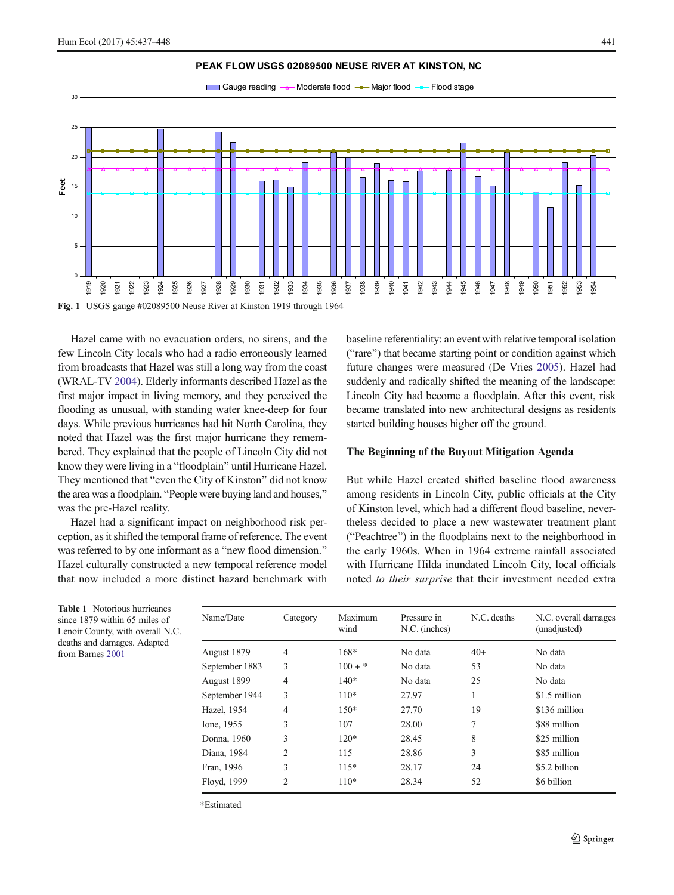PEAK FLOW USGS 02089500 NEUSE RIVER AT KINSTON, NC

Gauge reading — Moderate flood — Major flood — Flood stage

Feet

30
25
20
15
10
5
0

1919 1920 1921 1922 1923 1924 1925 1926 1927 1928 1929 1930 1931 1932 1933 1934 1935 1936 1937 1938 1939 1940 1941 1942 1943 1944 1945 1946 1947 1948 1949 1950 1951 1952 1953 1954

**Fig. 1** USGS gauge #02089500 Neuse River at Kinston 1919 through 1964

Hazel came with no evacuation orders, no sirens, and the few Lincoln City locals who had a radio erroneously learned from broadcasts that Hazel was still a long way from the coast (WRAL-TV 2004). Elderly informants described Hazel as the first major impact in living memory, and they perceived the flooding as unusual, with standing water knee-deep for four days. While previous hurricanes had hit North Carolina, they noted that Hazel was the first major hurricane they remembered. They explained that the people of Lincoln City did not know they were living in a "floodplain" until Hurricane Hazel. They mentioned that "even the City of Kinston" did not know the area was a floodplain. "People were buying land and houses," was the pre-Hazel reality.

Hazel had a significant impact on neighborhood risk perception, as it shifted the temporal frame of reference. The event was referred to by one informant as a "new flood dimension." Hazel culturally constructed a new temporal reference model that now included a more distinct hazard benchmark with baseline referentiality: an event with relative temporal isolation ("rare") that became starting point or condition against which future changes were measured (De Vries 2005). Hazel had suddenly and radically shifted the meaning of the landscape: Lincoln City had become a floodplain. After this event, risk became translated into new architectural designs as residents started building houses higher off the ground.

### The Beginning of the Buyout Mitigation Agenda

But while Hazel created shifted baseline flood awareness among residents in Lincoln City, public officials at the City of Kinston level, which had a different flood baseline, nevertheless decided to place a new wastewater treatment plant ("Peachtree") in the floodplains next to the neighborhood in the early 1960s. When in 1964 extreme rainfall associated with Hurricane Hilda inundated Lincoln City, local officials noted *to their surprise* that their investment needed extra

**Table 1** Notorious hurricanes since 1879 within 65 miles of Lenoir County, with overall N.C. deaths and damages. Adapted from Barnes 2001

| Name/Date | Category | Maximum wind | Pressure in N.C. (inches) | N.C. deaths | N.C. overall damages (unadjusted) |
|---|---|---|---|---|---|
| August 1879 | 4 | 168* | No data | 40+ | No data |
| September 1883 | 3 | 100 + * | No data | 53 | No data |
| August 1899 | 4 | 140* | No data | 25 | No data |
| September 1944 | 3 | 110* | 27.97 | 1 | $1.5 million |
| Hazel, 1954 | 4 | 150* | 27.70 | 19 | $136 million |
| Ione, 1955 | 3 | 107 | 28.00 | 7 | $88 million |
| Donna, 1960 | 3 | 120* | 28.45 | 8 | $25 million |
| Diana, 1984 | 2 | 115 | 28.86 | 3 | $85 million |
| Fran, 1996 | 3 | 115* | 28.17 | 24 | $5.2 billion |
| Floyd, 1999 | 2 | 110* | 28.34 | 52 | $6 billion |

*Estimated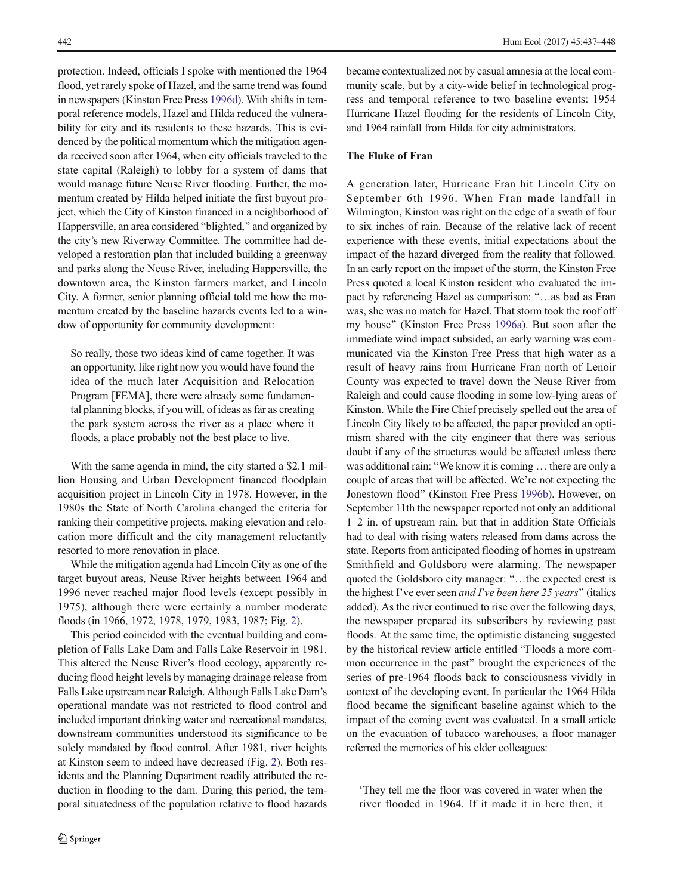protection. Indeed, officials I spoke with mentioned the 1964 flood, yet rarely spoke of Hazel, and the same trend was found in newspapers (Kinston Free Press 1996d). With shifts in temporal reference models, Hazel and Hilda reduced the vulnerability for city and its residents to these hazards. This is evidenced by the political momentum which the mitigation agenda received soon after 1964, when city officials traveled to the state capital (Raleigh) to lobby for a system of dams that would manage future Neuse River flooding. Further, the momentum created by Hilda helped initiate the first buyout project, which the City of Kinston financed in a neighborhood of Happersville, an area considered "blighted," and organized by the city's new Riverway Committee. The committee had developed a restoration plan that included building a greenway and parks along the Neuse River, including Happersville, the downtown area, the Kinston farmers market, and Lincoln City. A former, senior planning official told me how the momentum created by the baseline hazards events led to a window of opportunity for community development:

> So really, those two ideas kind of came together. It was an opportunity, like right now you would have found the idea of the much later Acquisition and Relocation Program [FEMA], there were already some fundamental planning blocks, if you will, of ideas as far as creating the park system across the river as a place where it floods, a place probably not the best place to live.

With the same agenda in mind, the city started a $2.1 million Housing and Urban Development financed floodplain acquisition project in Lincoln City in 1978. However, in the 1980s the State of North Carolina changed the criteria for ranking their competitive projects, making elevation and relocation more difficult and the city management reluctantly resorted to more renovation in place.

While the mitigation agenda had Lincoln City as one of the target buyout areas, Neuse River heights between 1964 and 1996 never reached major flood levels (except possibly in 1975), although there were certainly a number moderate floods (in 1966, 1972, 1978, 1979, 1983, 1987; Fig. 2).

This period coincided with the eventual building and completion of Falls Lake Dam and Falls Lake Reservoir in 1981. This altered the Neuse River's flood ecology, apparently reducing flood height levels by managing drainage release from Falls Lake upstream near Raleigh. Although Falls Lake Dam's operational mandate was not restricted to flood control and included important drinking water and recreational mandates, downstream communities understood its significance to be solely mandated by flood control. After 1981, river heights at Kinston seem to indeed have decreased (Fig. 2). Both residents and the Planning Department readily attributed the reduction in flooding to the dam. During this period, the temporal situatedness of the population relative to flood hazards became contextualized not by casual amnesia at the local community scale, but by a city-wide belief in technological progress and temporal reference to two baseline events: 1954 Hurricane Hazel flooding for the residents of Lincoln City, and 1964 rainfall from Hilda for city administrators.

### The Fluke of Fran

A generation later, Hurricane Fran hit Lincoln City on September 6th 1996. When Fran made landfall in Wilmington, Kinston was right on the edge of a swath of four to six inches of rain. Because of the relative lack of recent experience with these events, initial expectations about the impact of the hazard diverged from the reality that followed. In an early report on the impact of the storm, the Kinston Free Press quoted a local Kinston resident who evaluated the impact by referencing Hazel as comparison: "…as bad as Fran was, she was no match for Hazel. That storm took the roof off my house" (Kinston Free Press 1996a). But soon after the immediate wind impact subsided, an early warning was communicated via the Kinston Free Press that high water as a result of heavy rains from Hurricane Fran north of Lenoir County was expected to travel down the Neuse River from Raleigh and could cause flooding in some low-lying areas of Kinston. While the Fire Chief precisely spelled out the area of Lincoln City likely to be affected, the paper provided an optimism shared with the city engineer that there was serious doubt if any of the structures would be affected unless there was additional rain: "We know it is coming … there are only a couple of areas that will be affected. We're not expecting the Jonestown flood" (Kinston Free Press 1996b). However, on September 11th the newspaper reported not only an additional 1–2 in. of upstream rain, but that in addition State Officials had to deal with rising waters released from dams across the state. Reports from anticipated flooding of homes in upstream Smithfield and Goldsboro were alarming. The newspaper quoted the Goldsboro city manager: "…the expected crest is the highest I've ever seen *and I've been here 25 years*" (italics added). As the river continued to rise over the following days, the newspaper prepared its subscribers by reviewing past floods. At the same time, the optimistic distancing suggested by the historical review article entitled "Floods a more common occurrence in the past" brought the experiences of the series of pre-1964 floods back to consciousness vividly in context of the developing event. In particular the 1964 Hilda flood became the significant baseline against which to the impact of the coming event was evaluated. In a small article on the evacuation of tobacco warehouses, a floor manager referred the memories of his elder colleagues:

> 'They tell me the floor was covered in water when the river flooded in 1964. If it made it in here then, it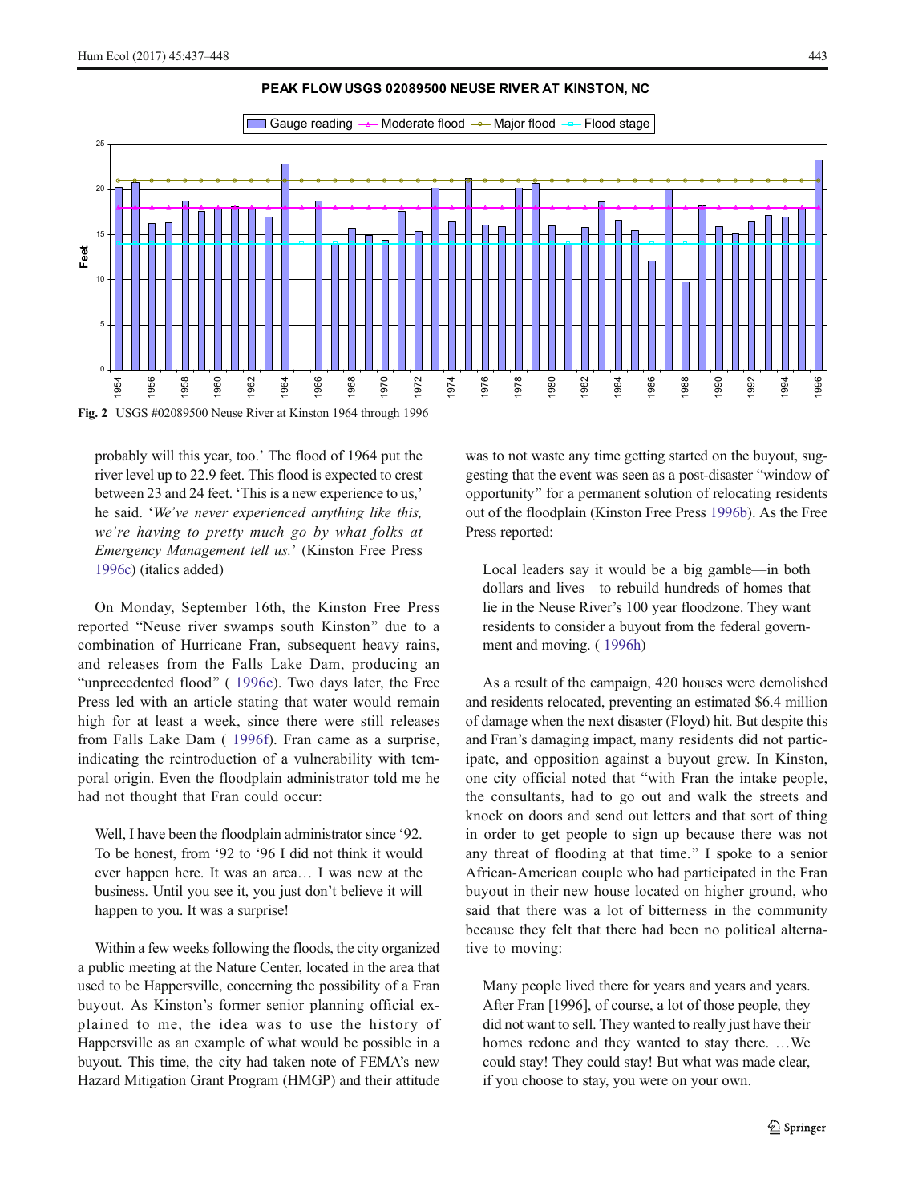PEAK FLOW USGS 02089500 NEUSE RIVER AT KINSTON, NC

Gauge reading
Moderate flood
Major flood
Flood stage

Feet

0
5
10
15
20
25

1954
1956
1958
1960
1962
1964
1966
1968
1970
1972
1974
1976
1978
1980
1982
1984
1986
1988
1990
1992
1994
1996

**Fig. 2** USGS #02089500 Neuse River at Kinston 1964 through 1996

probably will this year, too.' The flood of 1964 put the river level up to 22.9 feet. This flood is expected to crest between 23 and 24 feet. 'This is a new experience to us,' he said. '*We've never experienced anything like this, we're having to pretty much go by what folks at Emergency Management tell us.*' (Kinston Free Press 1996c) (italics added)

On Monday, September 16th, the Kinston Free Press reported "Neuse river swamps south Kinston" due to a combination of Hurricane Fran, subsequent heavy rains, and releases from the Falls Lake Dam, producing an "unprecedented flood" ( 1996e). Two days later, the Free Press led with an article stating that water would remain high for at least a week, since there were still releases from Falls Lake Dam ( 1996f). Fran came as a surprise, indicating the reintroduction of a vulnerability with temporal origin. Even the floodplain administrator told me he had not thought that Fran could occur:

> Well, I have been the floodplain administrator since '92. To be honest, from '92 to '96 I did not think it would ever happen here. It was an area… I was new at the business. Until you see it, you just don't believe it will happen to you. It was a surprise!

Within a few weeks following the floods, the city organized a public meeting at the Nature Center, located in the area that used to be Happersville, concerning the possibility of a Fran buyout. As Kinston's former senior planning official explained to me, the idea was to use the history of Happersville as an example of what would be possible in a buyout. This time, the city had taken note of FEMA's new Hazard Mitigation Grant Program (HMGP) and their attitude was to not waste any time getting started on the buyout, suggesting that the event was seen as a post-disaster "window of opportunity" for a permanent solution of relocating residents out of the floodplain (Kinston Free Press 1996b). As the Free Press reported:

> Local leaders say it would be a big gamble—in both dollars and lives—to rebuild hundreds of homes that lie in the Neuse River's 100 year floodzone. They want residents to consider a buyout from the federal government and moving. ( 1996h)

As a result of the campaign, 420 houses were demolished and residents relocated, preventing an estimated $6.4 million of damage when the next disaster (Floyd) hit. But despite this and Fran's damaging impact, many residents did not participate, and opposition against a buyout grew. In Kinston, one city official noted that "with Fran the intake people, the consultants, had to go out and walk the streets and knock on doors and send out letters and that sort of thing in order to get people to sign up because there was not any threat of flooding at that time." I spoke to a senior African-American couple who had participated in the Fran buyout in their new house located on higher ground, who said that there was a lot of bitterness in the community because they felt that there had been no political alternative to moving:

> Many people lived there for years and years and years. After Fran [1996], of course, a lot of those people, they did not want to sell. They wanted to really just have their homes redone and they wanted to stay there. …We could stay! They could stay! But what was made clear, if you choose to stay, you were on your own.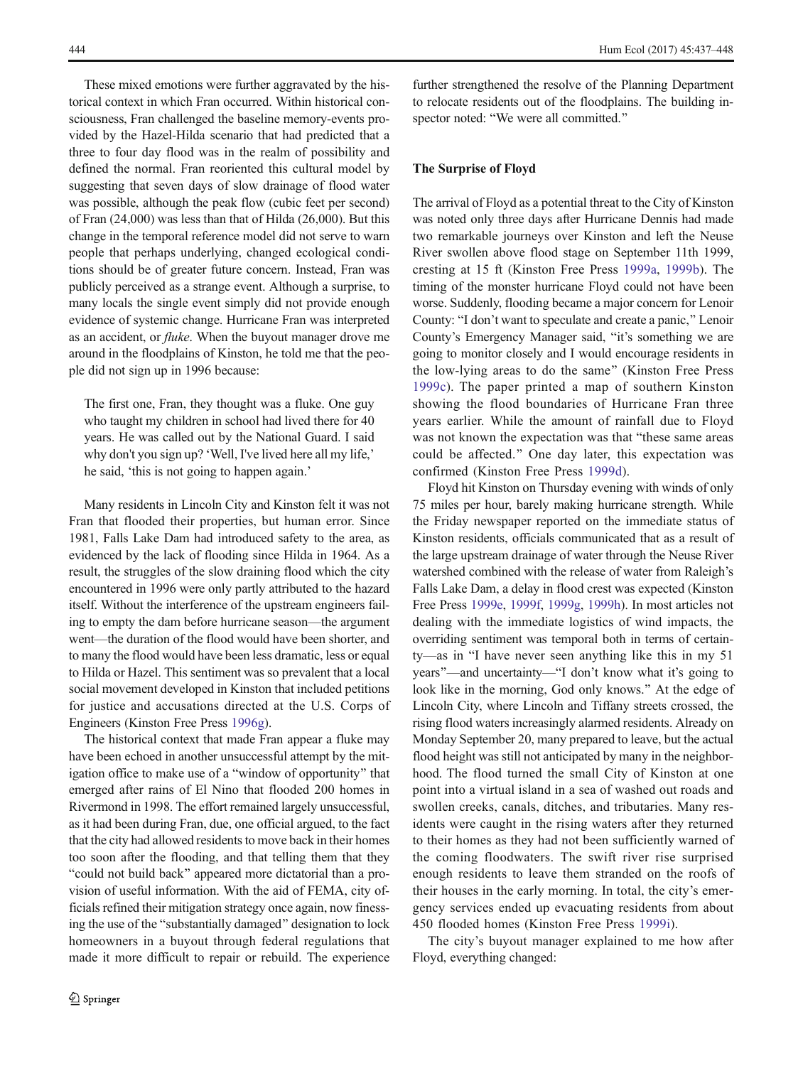These mixed emotions were further aggravated by the historical context in which Fran occurred. Within historical consciousness, Fran challenged the baseline memory-events provided by the Hazel-Hilda scenario that had predicted that a three to four day flood was in the realm of possibility and defined the normal. Fran reoriented this cultural model by suggesting that seven days of slow drainage of flood water was possible, although the peak flow (cubic feet per second) of Fran (24,000) was less than that of Hilda (26,000). But this change in the temporal reference model did not serve to warn people that perhaps underlying, changed ecological conditions should be of greater future concern. Instead, Fran was publicly perceived as a strange event. Although a surprise, to many locals the single event simply did not provide enough evidence of systemic change. Hurricane Fran was interpreted as an accident, or *fluke*. When the buyout manager drove me around in the floodplains of Kinston, he told me that the people did not sign up in 1996 because:

> The first one, Fran, they thought was a fluke. One guy who taught my children in school had lived there for 40 years. He was called out by the National Guard. I said why don't you sign up? 'Well, I've lived here all my life,' he said, 'this is not going to happen again.'

Many residents in Lincoln City and Kinston felt it was not Fran that flooded their properties, but human error. Since 1981, Falls Lake Dam had introduced safety to the area, as evidenced by the lack of flooding since Hilda in 1964. As a result, the struggles of the slow draining flood which the city encountered in 1996 were only partly attributed to the hazard itself. Without the interference of the upstream engineers failing to empty the dam before hurricane season—the argument went—the duration of the flood would have been shorter, and to many the flood would have been less dramatic, less or equal to Hilda or Hazel. This sentiment was so prevalent that a local social movement developed in Kinston that included petitions for justice and accusations directed at the U.S. Corps of Engineers (Kinston Free Press 1996g).

The historical context that made Fran appear a fluke may have been echoed in another unsuccessful attempt by the mitigation office to make use of a "window of opportunity" that emerged after rains of El Nino that flooded 200 homes in Rivermond in 1998. The effort remained largely unsuccessful, as it had been during Fran, due, one official argued, to the fact that the city had allowed residents to move back in their homes too soon after the flooding, and that telling them that they "could not build back" appeared more dictatorial than a provision of useful information. With the aid of FEMA, city officials refined their mitigation strategy once again, now finessing the use of the "substantially damaged" designation to lock homeowners in a buyout through federal regulations that made it more difficult to repair or rebuild. The experience further strengthened the resolve of the Planning Department to relocate residents out of the floodplains. The building inspector noted: "We were all committed."

### The Surprise of Floyd

The arrival of Floyd as a potential threat to the City of Kinston was noted only three days after Hurricane Dennis had made two remarkable journeys over Kinston and left the Neuse River swollen above flood stage on September 11th 1999, cresting at 15 ft (Kinston Free Press 1999a, 1999b). The timing of the monster hurricane Floyd could not have been worse. Suddenly, flooding became a major concern for Lenoir County: "I don't want to speculate and create a panic," Lenoir County's Emergency Manager said, "it's something we are going to monitor closely and I would encourage residents in the low-lying areas to do the same" (Kinston Free Press 1999c). The paper printed a map of southern Kinston showing the flood boundaries of Hurricane Fran three years earlier. While the amount of rainfall due to Floyd was not known the expectation was that "these same areas could be affected." One day later, this expectation was confirmed (Kinston Free Press 1999d).

Floyd hit Kinston on Thursday evening with winds of only 75 miles per hour, barely making hurricane strength. While the Friday newspaper reported on the immediate status of Kinston residents, officials communicated that as a result of the large upstream drainage of water through the Neuse River watershed combined with the release of water from Raleigh's Falls Lake Dam, a delay in flood crest was expected (Kinston Free Press 1999e, 1999f, 1999g, 1999h). In most articles not dealing with the immediate logistics of wind impacts, the overriding sentiment was temporal both in terms of certainty—as in "I have never seen anything like this in my 51 years"—and uncertainty—"I don't know what it's going to look like in the morning, God only knows." At the edge of Lincoln City, where Lincoln and Tiffany streets crossed, the rising flood waters increasingly alarmed residents. Already on Monday September 20, many prepared to leave, but the actual flood height was still not anticipated by many in the neighborhood. The flood turned the small City of Kinston at one point into a virtual island in a sea of washed out roads and swollen creeks, canals, ditches, and tributaries. Many residents were caught in the rising waters after they returned to their homes as they had not been sufficiently warned of the coming floodwaters. The swift river rise surprised enough residents to leave them stranded on the roofs of their houses in the early morning. In total, the city's emergency services ended up evacuating residents from about 450 flooded homes (Kinston Free Press 1999i).

The city's buyout manager explained to me how after Floyd, everything changed: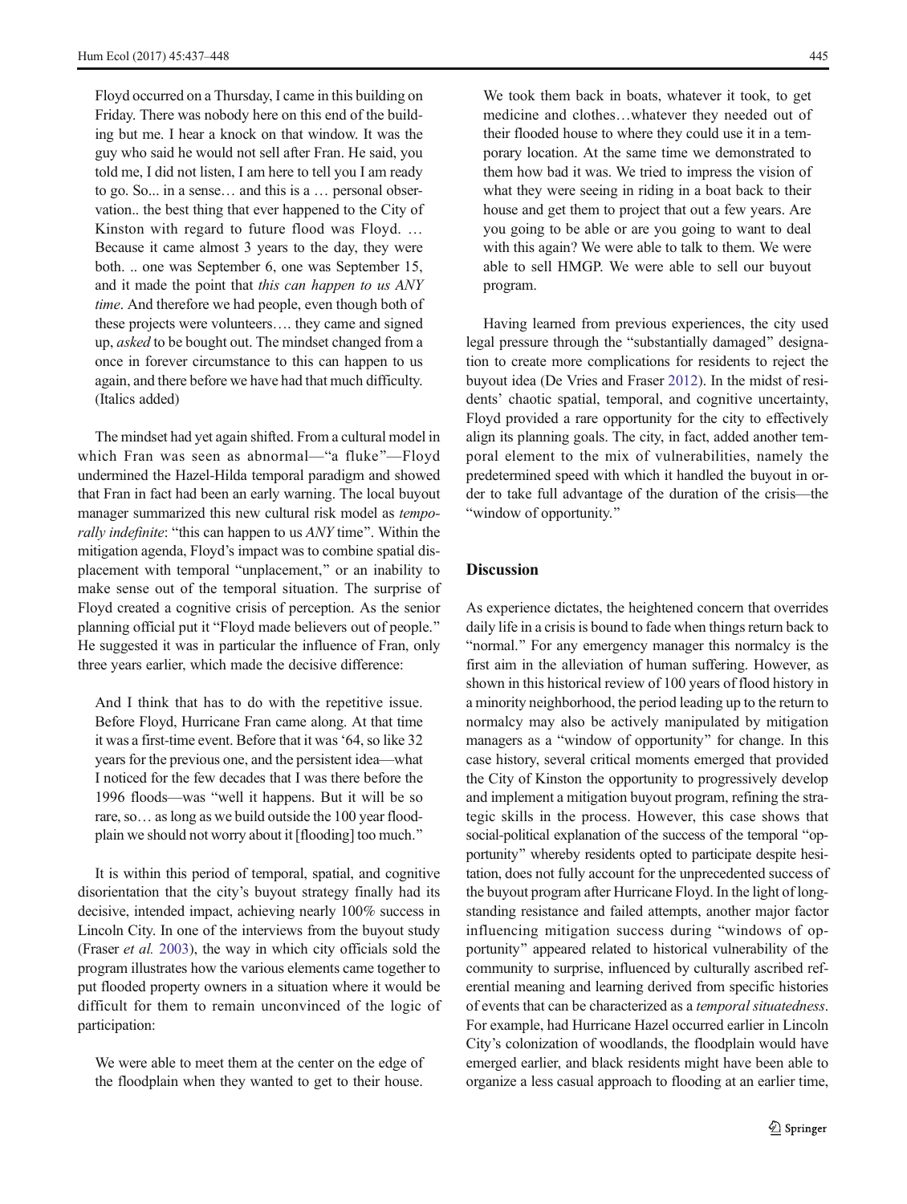> Floyd occurred on a Thursday, I came in this building on Friday. There was nobody here on this end of the building but me. I hear a knock on that window. It was the guy who said he would not sell after Fran. He said, you told me, I did not listen, I am here to tell you I am ready to go. So... in a sense… and this is a … personal observation.. the best thing that ever happened to the City of Kinston with regard to future flood was Floyd. … Because it came almost 3 years to the day, they were both. .. one was September 6, one was September 15, and it made the point that *this can happen to us ANY time*. And therefore we had people, even though both of these projects were volunteers…. they came and signed up, *asked* to be bought out. The mindset changed from a once in forever circumstance to this can happen to us again, and there before we have had that much difficulty. (Italics added)

The mindset had yet again shifted. From a cultural model in which Fran was seen as abnormal—"a fluke"—Floyd undermined the Hazel-Hilda temporal paradigm and showed that Fran in fact had been an early warning. The local buyout manager summarized this new cultural risk model as *temporally indefinite*: "this can happen to us *ANY* time". Within the mitigation agenda, Floyd's impact was to combine spatial displacement with temporal "unplacement," or an inability to make sense out of the temporal situation. The surprise of Floyd created a cognitive crisis of perception. As the senior planning official put it "Floyd made believers out of people." He suggested it was in particular the influence of Fran, only three years earlier, which made the decisive difference:

> And I think that has to do with the repetitive issue. Before Floyd, Hurricane Fran came along. At that time it was a first-time event. Before that it was '64, so like 32 years for the previous one, and the persistent idea—what I noticed for the few decades that I was there before the 1996 floods—was "well it happens. But it will be so rare, so… as long as we build outside the 100 year floodplain we should not worry about it [flooding] too much."

It is within this period of temporal, spatial, and cognitive disorientation that the city's buyout strategy finally had its decisive, intended impact, achieving nearly 100% success in Lincoln City. In one of the interviews from the buyout study (Fraser *et al.* 2003), the way in which city officials sold the program illustrates how the various elements came together to put flooded property owners in a situation where it would be difficult for them to remain unconvinced of the logic of participation:

> We were able to meet them at the center on the edge of the floodplain when they wanted to get to their house. We took them back in boats, whatever it took, to get medicine and clothes…whatever they needed out of their flooded house to where they could use it in a temporary location. At the same time we demonstrated to them how bad it was. We tried to impress the vision of what they were seeing in riding in a boat back to their house and get them to project that out a few years. Are you going to be able or are you going to want to deal with this again? We were able to talk to them. We were able to sell HMGP. We were able to sell our buyout program.

Having learned from previous experiences, the city used legal pressure through the "substantially damaged" designation to create more complications for residents to reject the buyout idea (De Vries and Fraser 2012). In the midst of residents' chaotic spatial, temporal, and cognitive uncertainty, Floyd provided a rare opportunity for the city to effectively align its planning goals. The city, in fact, added another temporal element to the mix of vulnerabilities, namely the predetermined speed with which it handled the buyout in order to take full advantage of the duration of the crisis—the "window of opportunity."

## Discussion

As experience dictates, the heightened concern that overrides daily life in a crisis is bound to fade when things return back to "normal." For any emergency manager this normalcy is the first aim in the alleviation of human suffering. However, as shown in this historical review of 100 years of flood history in a minority neighborhood, the period leading up to the return to normalcy may also be actively manipulated by mitigation managers as a "window of opportunity" for change. In this case history, several critical moments emerged that provided the City of Kinston the opportunity to progressively develop and implement a mitigation buyout program, refining the strategic skills in the process. However, this case shows that social-political explanation of the success of the temporal "opportunity" whereby residents opted to participate despite hesitation, does not fully account for the unprecedented success of the buyout program after Hurricane Floyd. In the light of longstanding resistance and failed attempts, another major factor influencing mitigation success during "windows of opportunity" appeared related to historical vulnerability of the community to surprise, influenced by culturally ascribed referential meaning and learning derived from specific histories of events that can be characterized as a *temporal situatedness*. For example, had Hurricane Hazel occurred earlier in Lincoln City's colonization of woodlands, the floodplain would have emerged earlier, and black residents might have been able to organize a less casual approach to flooding at an earlier time,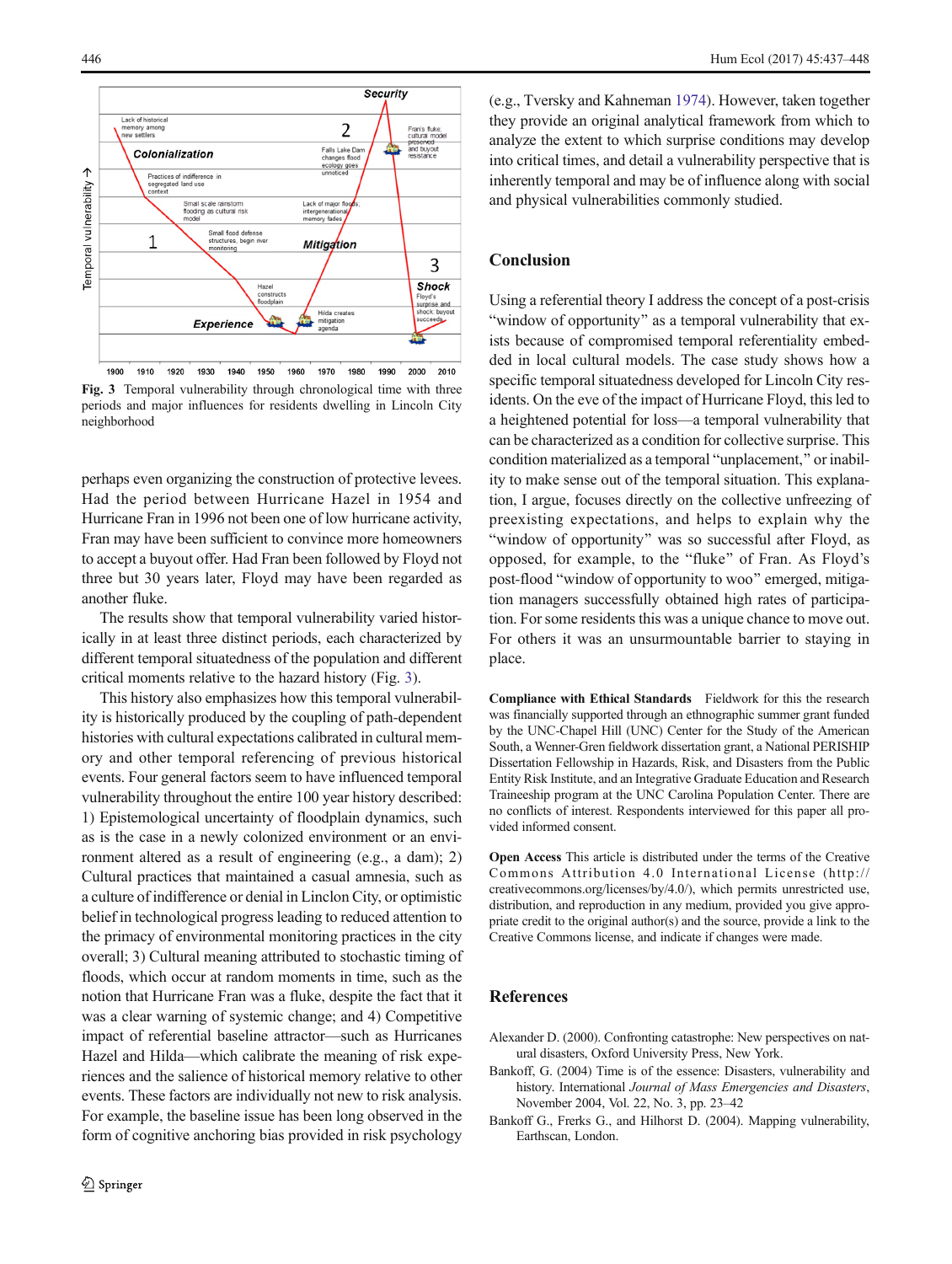Security

Lack of historical memory among new settlers

2

Fran's fluke: cultural model preserved and buyout resistance

Colonialization

Falls Lake Dam changes flood ecology goes unnoticed

Practices of indifference in segregated land use context

Small scale rainstorm flooding as cultural risk model

Lack of major floods, intergenerational memory fades

1

Small flood defense structures, begin river monitoring

Mitigation

3

Temporal vulnerability

Hazel constructs floodplain

Shock

Floyd's surprise and shock; buyout succeeds

Experience

Hilda creates mitigation agenda

1900 1910 1920 1930 1940 1950 1960 1970 1980 1990 2000 2010

**Fig. 3** Temporal vulnerability through chronological time with three periods and major influences for residents dwelling in Lincoln City neighborhood

perhaps even organizing the construction of protective levees. Had the period between Hurricane Hazel in 1954 and Hurricane Fran in 1996 not been one of low hurricane activity, Fran may have been sufficient to convince more homeowners to accept a buyout offer. Had Fran been followed by Floyd not three but 30 years later, Floyd may have been regarded as another fluke.

The results show that temporal vulnerability varied historically in at least three distinct periods, each characterized by different temporal situatedness of the population and different critical moments relative to the hazard history (Fig. 3).

This history also emphasizes how this temporal vulnerability is historically produced by the coupling of path-dependent histories with cultural expectations calibrated in cultural memory and other temporal referencing of previous historical events. Four general factors seem to have influenced temporal vulnerability throughout the entire 100 year history described: 1) Epistemological uncertainty of floodplain dynamics, such as is the case in a newly colonized environment or an environment altered as a result of engineering (e.g., a dam); 2) Cultural practices that maintained a casual amnesia, such as a culture of indifference or denial in Linclon City, or optimistic belief in technological progress leading to reduced attention to the primacy of environmental monitoring practices in the city overall; 3) Cultural meaning attributed to stochastic timing of floods, which occur at random moments in time, such as the notion that Hurricane Fran was a fluke, despite the fact that it was a clear warning of systemic change; and 4) Competitive impact of referential baseline attractor—such as Hurricanes Hazel and Hilda—which calibrate the meaning of risk experiences and the salience of historical memory relative to other events. These factors are individually not new to risk analysis. For example, the baseline issue has been long observed in the form of cognitive anchoring bias provided in risk psychology (e.g., Tversky and Kahneman 1974). However, taken together they provide an original analytical framework from which to analyze the extent to which surprise conditions may develop into critical times, and detail a vulnerability perspective that is inherently temporal and may be of influence along with social and physical vulnerabilities commonly studied.

## Conclusion

Using a referential theory I address the concept of a post-crisis "window of opportunity" as a temporal vulnerability that exists because of compromised temporal referentiality embedded in local cultural models. The case study shows how a specific temporal situatedness developed for Lincoln City residents. On the eve of the impact of Hurricane Floyd, this led to a heightened potential for loss—a temporal vulnerability that can be characterized as a condition for collective surprise. This condition materialized as a temporal "unplacement," or inability to make sense out of the temporal situation. This explanation, I argue, focuses directly on the collective unfreezing of preexisting expectations, and helps to explain why the "window of opportunity" was so successful after Floyd, as opposed, for example, to the "fluke" of Fran. As Floyd's post-flood "window of opportunity to woo" emerged, mitigation managers successfully obtained high rates of participation. For some residents this was a unique chance to move out. For others it was an unsurmountable barrier to staying in place.

**Compliance with Ethical Standards** Fieldwork for this the research was financially supported through an ethnographic summer grant funded by the UNC-Chapel Hill (UNC) Center for the Study of the American South, a Wenner-Gren fieldwork dissertation grant, a National PERISHIP Dissertation Fellowship in Hazards, Risk, and Disasters from the Public Entity Risk Institute, and an Integrative Graduate Education and Research Traineeship program at the UNC Carolina Population Center. There are no conflicts of interest. Respondents interviewed for this paper all provided informed consent.

**Open Access** This article is distributed under the terms of the Creative Commons Attribution 4.0 International License (http://creativecommons.org/licenses/by/4.0/), which permits unrestricted use, distribution, and reproduction in any medium, provided you give appropriate credit to the original author(s) and the source, provide a link to the Creative Commons license, and indicate if changes were made.

## References

Alexander D. (2000). Confronting catastrophe: New perspectives on natural disasters, Oxford University Press, New York.

Bankoff, G. (2004) Time is of the essence: Disasters, vulnerability and history. International *Journal of Mass Emergencies and Disasters*, November 2004, Vol. 22, No. 3, pp. 23–42

Bankoff G., Frerks G., and Hilhorst D. (2004). Mapping vulnerability, Earthscan, London.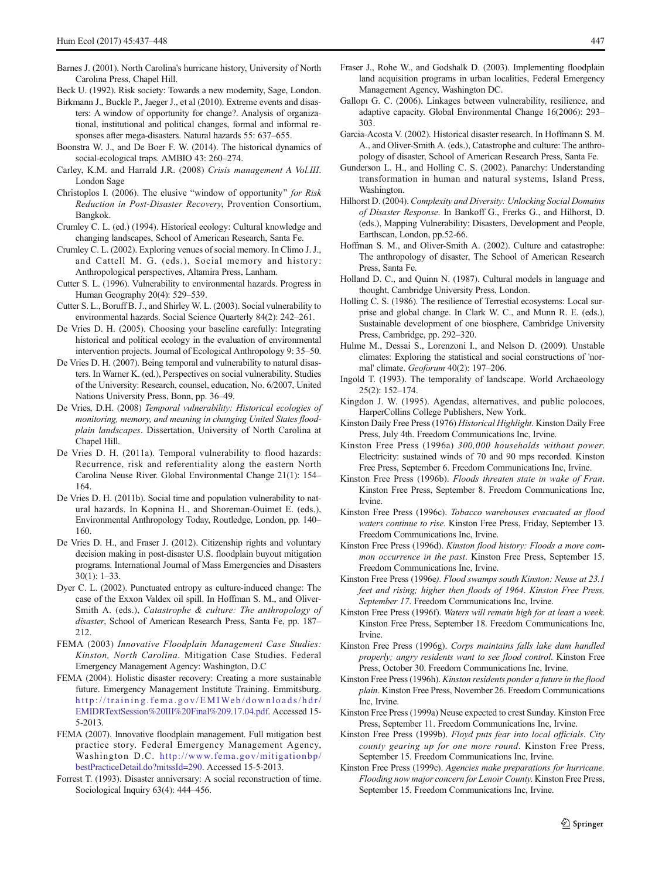Barnes J. (2001). North Carolina's hurricane history, University of North Carolina Press, Chapel Hill.

Beck U. (1992). Risk society: Towards a new modernity, Sage, London.

Birkmann J., Buckle P., Jaeger J., et al (2010). Extreme events and disasters: A window of opportunity for change?. Analysis of organizational, institutional and political changes, formal and informal responses after mega-disasters. Natural hazards 55: 637–655.

Boonstra W. J., and De Boer F. W. (2014). The historical dynamics of social-ecological traps. AMBIO 43: 260–274.

Carley, K.M. and Harrald J.R. (2008) *Crisis management A Vol.III*. London Sage

Christoplos I. (2006). The elusive "window of opportunity" *for Risk Reduction in Post-Disaster Recovery*, Provention Consortium, Bangkok.

Crumley C. L. (ed.) (1994). Historical ecology: Cultural knowledge and changing landscapes, School of American Research, Santa Fe.

Crumley C. L. (2002). Exploring venues of social memory. In Climo J. J., and Cattell M. G. (eds.), Social memory and history: Anthropological perspectives, Altamira Press, Lanham.

Cutter S. L. (1996). Vulnerability to environmental hazards. Progress in Human Geography 20(4): 529–539.

Cutter S. L., Boruff B. J., and Shirley W. L. (2003). Social vulnerability to environmental hazards. Social Science Quarterly 84(2): 242–261.

De Vries D. H. (2005). Choosing your baseline carefully: Integrating historical and political ecology in the evaluation of environmental intervention projects. Journal of Ecological Anthropology 9: 35–50.

De Vries D. H. (2007). Being temporal and vulnerability to natural disasters. In Warner K. (ed.), Perspectives on social vulnerability. Studies of the University: Research, counsel, education, No. 6/2007, United Nations University Press, Bonn, pp. 36–49.

De Vries, D.H. (2008) *Temporal vulnerability: Historical ecologies of monitoring, memory, and meaning in changing United States floodplain landscapes*. Dissertation, University of North Carolina at Chapel Hill.

De Vries D. H. (2011a). Temporal vulnerability to flood hazards: Recurrence, risk and referentiality along the eastern North Carolina Neuse River. Global Environmental Change 21(1): 154–164.

De Vries D. H. (2011b). Social time and population vulnerability to natural hazards. In Kopnina H., and Shoreman-Ouimet E. (eds.), Environmental Anthropology Today, Routledge, London, pp. 140–160.

De Vries D. H., and Fraser J. (2012). Citizenship rights and voluntary decision making in post-disaster U.S. floodplain buyout mitigation programs. International Journal of Mass Emergencies and Disasters 30(1): 1–33.

Dyer C. L. (2002). Punctuated entropy as culture-induced change: The case of the Exxon Valdex oil spill. In Hoffman S. M., and Oliver-Smith A. (eds.), *Catastrophe & culture: The anthropology of disaster*, School of American Research Press, Santa Fe, pp. 187–212.

FEMA (2003) *Innovative Floodplain Management Case Studies: Kinston, North Carolina*. Mitigation Case Studies. Federal Emergency Management Agency: Washington, D.C

FEMA (2004). Holistic disaster recovery: Creating a more sustainable future. Emergency Management Institute Training. Emmitsburg. http://training.fema.gov/EMIWeb/downloads/hdr/EMIDRTextSession%20III%20Final%209.17.04.pdf. Accessed 15-5-2013.

FEMA (2007). Innovative floodplain management. Full mitigation best practice story. Federal Emergency Management Agency, Washington D.C. http://www.fema.gov/mitigationbp/bestPracticeDetail.do?mitssId=290. Accessed 15-5-2013.

Forrest T. (1993). Disaster anniversary: A social reconstruction of time. Sociological Inquiry 63(4): 444–456.

Fraser J., Rohe W., and Godshalk D. (2003). Implementing floodplain land acquisition programs in urban localities, Federal Emergency Management Agency, Washington DC.

Gallopı G. C. (2006). Linkages between vulnerability, resilience, and adaptive capacity. Global Environmental Change 16(2006): 293–303.

Garcia-Acosta V. (2002). Historical disaster research. In Hoffmann S. M. A., and Oliver-Smith A. (eds.), Catastrophe and culture: The anthropology of disaster, School of American Research Press, Santa Fe.

Gunderson L. H., and Holling C. S. (2002). Panarchy: Understanding transformation in human and natural systems, Island Press, Washington.

Hilhorst D. (2004). *Complexity and Diversity: Unlocking Social Domains of Disaster Response*. In Bankoff G., Frerks G., and Hilhorst, D. (eds.), Mapping Vulnerability; Disasters, Development and People, Earthscan, London, pp.52-66.

Hoffman S. M., and Oliver-Smith A. (2002). Culture and catastrophe: The anthropology of disaster, The School of American Research Press, Santa Fe.

Holland D. C., and Quinn N. (1987). Cultural models in language and thought, Cambridge University Press, London.

Holling C. S. (1986). The resilience of Terrestial ecosystems: Local surprise and global change. In Clark W. C., and Munn R. E. (eds.), Sustainable development of one biosphere, Cambridge University Press, Cambridge, pp. 292–320.

Hulme M., Dessai S., Lorenzoni I., and Nelson D. (2009). Unstable climates: Exploring the statistical and social constructions of 'normal' climate. *Geoforum* 40(2): 197–206.

Ingold T. (1993). The temporality of landscape. World Archaeology 25(2): 152–174.

Kingdon J. W. (1995). Agendas, alternatives, and public polocoes, HarperCollins College Publishers, New York.

Kinston Daily Free Press (1976) *Historical Highlight*. Kinston Daily Free Press, July 4th. Freedom Communications Inc, Irvine.

Kinston Free Press (1996a) *300,000 households without power*. Electricity: sustained winds of 70 and 90 mps recorded. Kinston Free Press, September 6. Freedom Communications Inc, Irvine.

Kinston Free Press (1996b). *Floods threaten state in wake of Fran*. Kinston Free Press, September 8. Freedom Communications Inc, Irvine.

Kinston Free Press (1996c). *Tobacco warehouses evacuated as flood waters continue to rise*. Kinston Free Press, Friday, September 13. Freedom Communications Inc, Irvine.

Kinston Free Press (1996d). *Kinston flood history: Floods a more common occurrence in the past*. Kinston Free Press, September 15. Freedom Communications Inc, Irvine.

Kinston Free Press (1996e*). Flood swamps south Kinston: Neuse at 23.1 feet and rising; higher then floods of 1964*. *Kinston Free Press, September 17*. Freedom Communications Inc, Irvine.

Kinston Free Press (1996f). *Waters will remain high for at least a week*. Kinston Free Press, September 18. Freedom Communications Inc, Irvine.

Kinston Free Press (1996g). *Corps maintains falls lake dam handled properly; angry residents want to see flood control*. Kinston Free Press, October 30. Freedom Communications Inc, Irvine.

Kinston Free Press (1996h). *Kinston residents ponder a future in the flood plain*. Kinston Free Press, November 26. Freedom Communications Inc, Irvine.

Kinston Free Press (1999a) Neuse expected to crest Sunday. Kinston Free Press, September 11. Freedom Communications Inc, Irvine.

Kinston Free Press (1999b). *Floyd puts fear into local officials*. *City county gearing up for one more round*. Kinston Free Press, September 15. Freedom Communications Inc, Irvine.

Kinston Free Press (1999c). *Agencies make preparations for hurricane. Flooding now major concern for Lenoir County*. Kinston Free Press, September 15. Freedom Communications Inc, Irvine.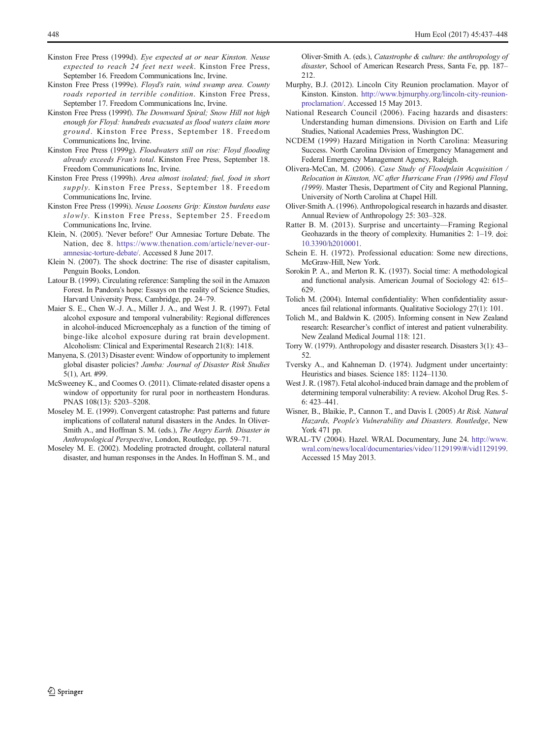Kinston Free Press (1999d). *Eye expected at or near Kinston. Neuse expected to reach 24 feet next week*. Kinston Free Press, September 16. Freedom Communications Inc, Irvine.

Kinston Free Press (1999e). *Floyd's rain, wind swamp area. County roads reported in terrible condition*. Kinston Free Press, September 17. Freedom Communications Inc, Irvine.

Kinston Free Press (1999f). *The Downward Spiral; Snow Hill not high enough for Floyd: hundreds evacuated as flood waters claim more ground*. Kinston Free Press, September 18. Freedom Communications Inc, Irvine.

Kinston Free Press (1999g). *Floodwaters still on rise: Floyd flooding already exceeds Fran's total*. Kinston Free Press, September 18. Freedom Communications Inc, Irvine.

Kinston Free Press (1999h). *Area almost isolated; fuel, food in short supply*. Kinston Free Press, September 18. Freedom Communications Inc, Irvine.

Kinston Free Press (1999i). *Neuse Loosens Grip: Kinston burdens ease slowly*. Kinston Free Press, September 25. Freedom Communications Inc, Irvine.

Klein, N. (2005). 'Never before!' Our Amnesiac Torture Debate. The Nation, dec 8. https://www.thenation.com/article/never-our-amnesiac-torture-debate/. Accessed 8 June 2017.

Klein N. (2007). The shock doctrine: The rise of disaster capitalism, Penguin Books, London.

Latour B. (1999). Circulating reference: Sampling the soil in the Amazon Forest. In Pandora's hope: Essays on the reality of Science Studies, Harvard University Press, Cambridge, pp. 24–79.

Maier S. E., Chen W.-J. A., Miller J. A., and West J. R. (1997). Fetal alcohol exposure and temporal vulnerability: Regional differences in alcohol-induced Microencephaly as a function of the timing of binge-like alcohol exposure during rat brain development. Alcoholism: Clinical and Experimental Research 21(8): 1418.

Manyena, S. (2013) Disaster event: Window of opportunity to implement global disaster policies? *Jamba: Journal of Disaster Risk Studies* 5(1), Art. #99.

McSweeney K., and Coomes O. (2011). Climate-related disaster opens a window of opportunity for rural poor in northeastern Honduras. PNAS 108(13): 5203–5208.

Moseley M. E. (1999). Convergent catastrophe: Past patterns and future implications of collateral natural disasters in the Andes. In Oliver-Smith A., and Hoffman S. M. (eds.), *The Angry Earth. Disaster in Anthropological Perspective*, London, Routledge, pp. 59–71.

Moseley M. E. (2002). Modeling protracted drought, collateral natural disaster, and human responses in the Andes. In Hoffman S. M., and Oliver-Smith A. (eds.), *Catastrophe & culture: the anthropology of disaster*, School of American Research Press, Santa Fe, pp. 187–212.

Murphy, B.J. (2012). Lincoln City Reunion proclamation. Mayor of Kinston. Kinston. http://www.bjmurphy.org/lincoln-city-reunion-proclamation/. Accessed 15 May 2013.

National Research Council (2006). Facing hazards and disasters: Understanding human dimensions. Division on Earth and Life Studies, National Academies Press, Washington DC.

NCDEM (1999) Hazard Mitigation in North Carolina: Measuring Success. North Carolina Division of Emergency Management and Federal Emergency Management Agency, Raleigh.

Olivera-McCan, M. (2006). *Case Study of Floodplain Acquisition / Relocation in Kinston, NC after Hurricane Fran (1996) and Floyd (1999)*. Master Thesis, Department of City and Regional Planning, University of North Carolina at Chapel Hill.

Oliver-Smith A. (1996). Anthropological research in hazards and disaster. Annual Review of Anthropology 25: 303–328.

Ratter B. M. (2013). Surprise and uncertainty—Framing Regional Geohazards in the theory of complexity. Humanities 2: 1–19. doi: 10.3390/h2010001.

Schein E. H. (1972). Professional education: Some new directions, McGraw-Hill, New York.

Sorokin P. A., and Merton R. K. (1937). Social time: A methodological and functional analysis. American Journal of Sociology 42: 615–629.

Tolich M. (2004). Internal confidentiality: When confidentiality assurances fail relational informants. Qualitative Sociology 27(1): 101.

Tolich M., and Baldwin K. (2005). Informing consent in New Zealand research: Researcher's conflict of interest and patient vulnerability. New Zealand Medical Journal 118: 121.

Torry W. (1979). Anthropology and disaster research. Disasters 3(1): 43–52.

Tversky A., and Kahneman D. (1974). Judgment under uncertainty: Heuristics and biases. Science 185: 1124–1130.

West J. R. (1987). Fetal alcohol-induced brain damage and the problem of determining temporal vulnerability: A review. Alcohol Drug Res. 5-6: 423–441.

Wisner, B., Blaikie, P., Cannon T., and Davis I. (2005) *At Risk. Natural Hazards, People's Vulnerability and Disasters. Routledge*, New York 471 pp.

WRAL-TV (2004). Hazel. WRAL Documentary, June 24. http://www.wral.com/news/local/documentaries/video/1129199/#/vid1129199. Accessed 15 May 2013.